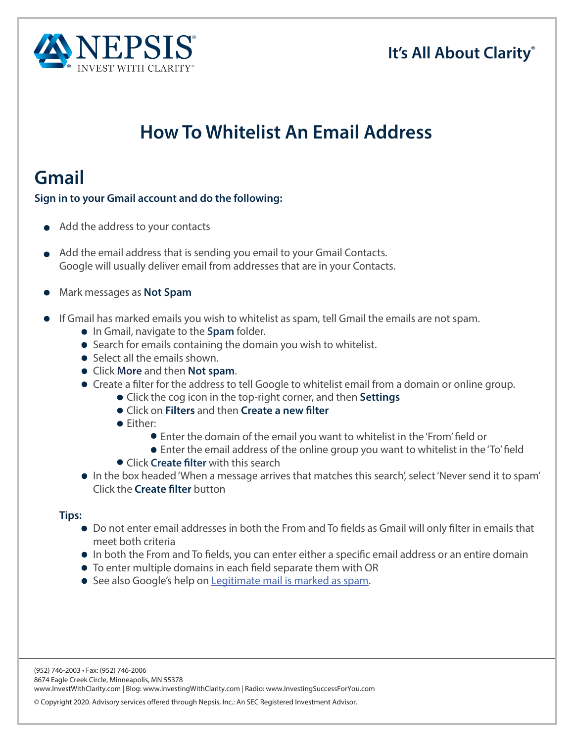NEPSIS®
INVEST WITH CLARITY®

It's All About Clarity®

# How To Whitelist An Email Address

## Gmail

**Sign in to your Gmail account and do the following:**

- Add the address to your contacts
- Add the email address that is sending you email to your Gmail Contacts. Google will usually deliver email from addresses that are in your Contacts.
- Mark messages as **Not Spam**
- If Gmail has marked emails you wish to whitelist as spam, tell Gmail the emails are not spam.
    - In Gmail, navigate to the **Spam** folder.
    - Search for emails containing the domain you wish to whitelist.
    - Select all the emails shown.
    - Click **More** and then **Not spam**.
    - Create a filter for the address to tell Google to whitelist email from a domain or online group.
        - Click the cog icon in the top-right corner, and then **Settings**
        - Click on **Filters** and then **Create a new filter**
        - Either:
            - Enter the domain of the email you want to whitelist in the 'From' field or
            - Enter the email address of the online group you want to whitelist in the 'To' field
        - Click **Create filter** with this search
    - In the box headed 'When a message arrives that matches this search', select 'Never send it to spam' Click the **Create filter** button

**Tips:**

- Do not enter email addresses in both the From and To fields as Gmail will only filter in emails that meet both criteria
- In both the From and To fields, you can enter either a specific email address or an entire domain
- To enter multiple domains in each field separate them with OR
- See also Google's help on Legitimate mail is marked as spam.

(952) 746-2003 • Fax: (952) 746-2006
8674 Eagle Creek Circle, Minneapolis, MN 55378
www.InvestWithClarity.com | Blog: www.InvestingWithClarity.com | Radio: www.InvestingSuccessForYou.com

© Copyright 2020. Advisory services offered through Nepsis, Inc.: An SEC Registered Investment Advisor.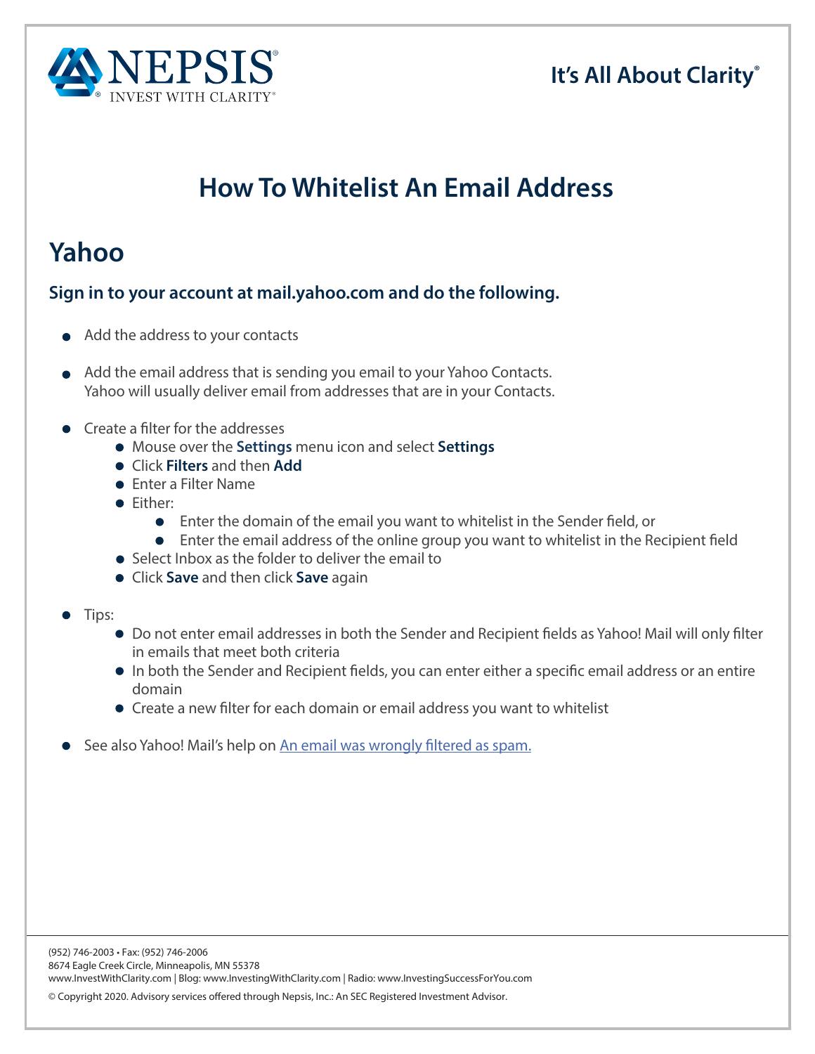# How To Whitelist An Email Address

## Yahoo

### Sign in to your account at mail.yahoo.com and do the following.

- Add the address to your contacts
- Add the email address that is sending you email to your Yahoo Contacts. Yahoo will usually deliver email from addresses that are in your Contacts.
- Create a filter for the addresses
  - Mouse over the **Settings** menu icon and select **Settings**
  - Click **Filters** and then **Add**
  - Enter a Filter Name
  - Either:
    - Enter the domain of the email you want to whitelist in the Sender field, or
    - Enter the email address of the online group you want to whitelist in the Recipient field
  - Select Inbox as the folder to deliver the email to
  - Click **Save** and then click **Save** again
- Tips:
  - Do not enter email addresses in both the Sender and Recipient fields as Yahoo! Mail will only filter in emails that meet both criteria
  - In both the Sender and Recipient fields, you can enter either a specific email address or an entire domain
  - Create a new filter for each domain or email address you want to whitelist
- See also Yahoo! Mail's help on An email was wrongly filtered as spam.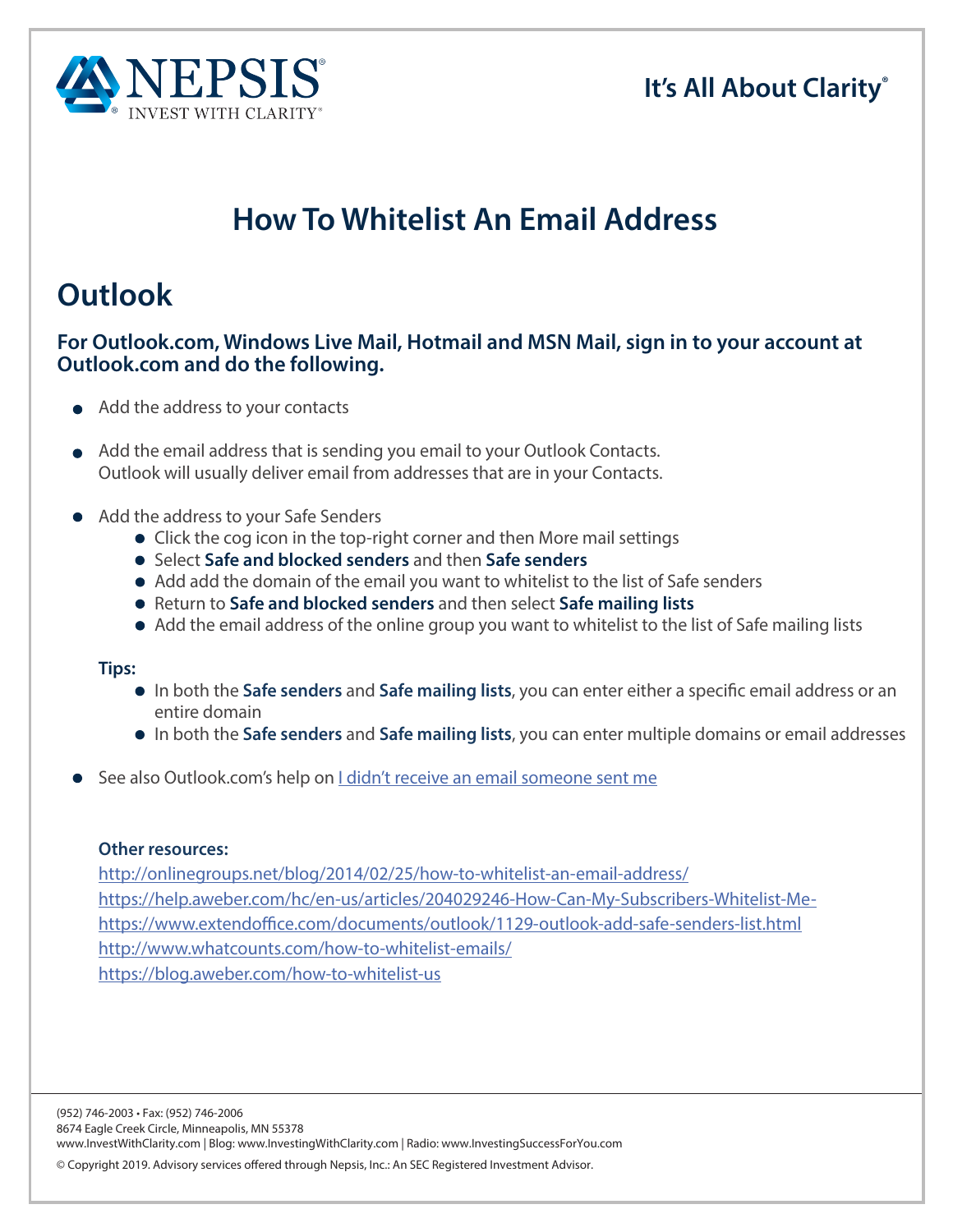# How To Whitelist An Email Address

## Outlook

### For Outlook.com, Windows Live Mail, Hotmail and MSN Mail, sign in to your account at Outlook.com and do the following.

- Add the address to your contacts
- Add the email address that is sending you email to your Outlook Contacts. Outlook will usually deliver email from addresses that are in your Contacts.
- Add the address to your Safe Senders
  - Click the cog icon in the top-right corner and then More mail settings
  - Select **Safe and blocked senders** and then **Safe senders**
  - Add add the domain of the email you want to whitelist to the list of Safe senders
  - Return to **Safe and blocked senders** and then select **Safe mailing lists**
  - Add the email address of the online group you want to whitelist to the list of Safe mailing lists

  **Tips:**
  - In both the **Safe senders** and **Safe mailing lists**, you can enter either a specific email address or an entire domain
  - In both the **Safe senders** and **Safe mailing lists**, you can enter multiple domains or email addresses
- See also Outlook.com's help on I didn't receive an email someone sent me

**Other resources:**

http://onlinegroups.net/blog/2014/02/25/how-to-whitelist-an-email-address/
https://help.aweber.com/hc/en-us/articles/204029246-How-Can-My-Subscribers-Whitelist-Me-
https://www.extendoffice.com/documents/outlook/1129-outlook-add-safe-senders-list.html
http://www.whatcounts.com/how-to-whitelist-emails/
https://blog.aweber.com/how-to-whitelist-us